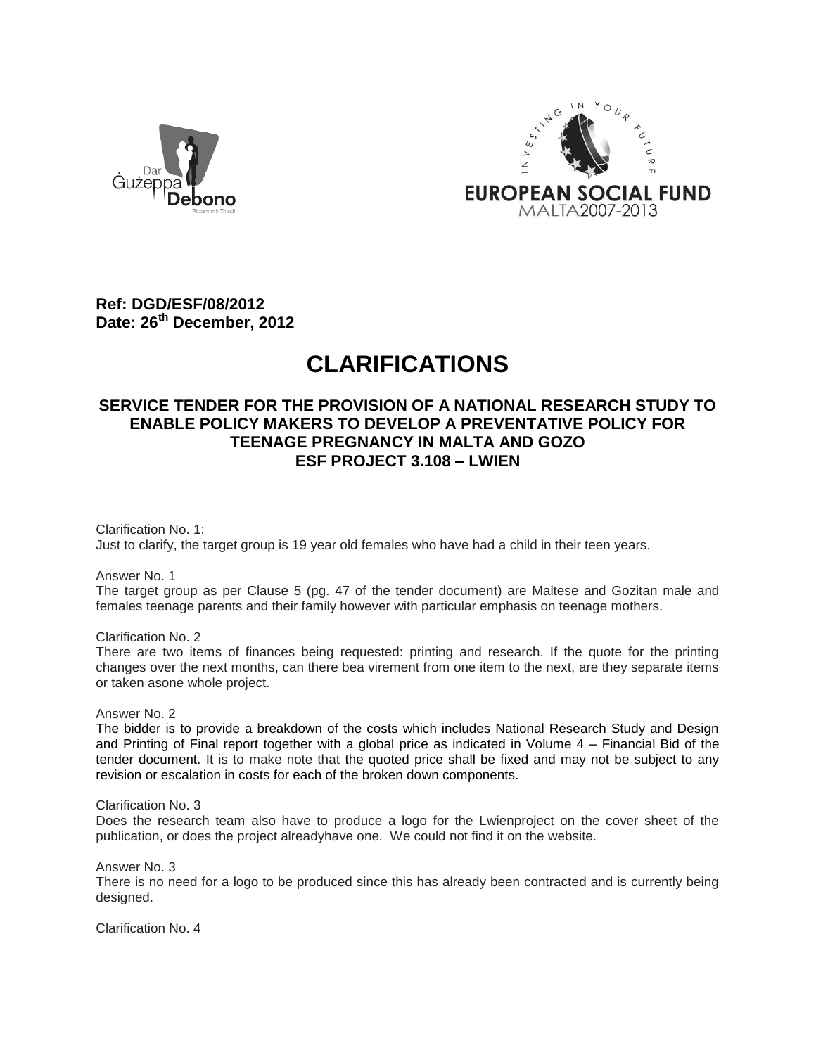**Ref: DGD/ESF/08/2012**
**Date: 26th December, 2012**

# CLARIFICATIONS

### SERVICE TENDER FOR THE PROVISION OF A NATIONAL RESEARCH STUDY TO ENABLE POLICY MAKERS TO DEVELOP A PREVENTATIVE POLICY FOR TEENAGE PREGNANCY IN MALTA AND GOZO
### ESF PROJECT 3.108 – LWIEN

Clarification No. 1:
Just to clarify, the target group is 19 year old females who have had a child in their teen years.

Answer No. 1
The target group as per Clause 5 (pg. 47 of the tender document) are Maltese and Gozitan male and females teenage parents and their family however with particular emphasis on teenage mothers.

Clarification No. 2
There are two items of finances being requested: printing and research. If the quote for the printing changes over the next months, can there bea virement from one item to the next, are they separate items or taken asone whole project.

Answer No. 2
The bidder is to provide a breakdown of the costs which includes National Research Study and Design and Printing of Final report together with a global price as indicated in Volume 4 – Financial Bid of the tender document. It is to make note that the quoted price shall be fixed and may not be subject to any revision or escalation in costs for each of the broken down components.

Clarification No. 3
Does the research team also have to produce a logo for the Lwienproject on the cover sheet of the publication, or does the project alreadyhave one. We could not find it on the website.

Answer No. 3
There is no need for a logo to be produced since this has already been contracted and is currently being designed.

Clarification No. 4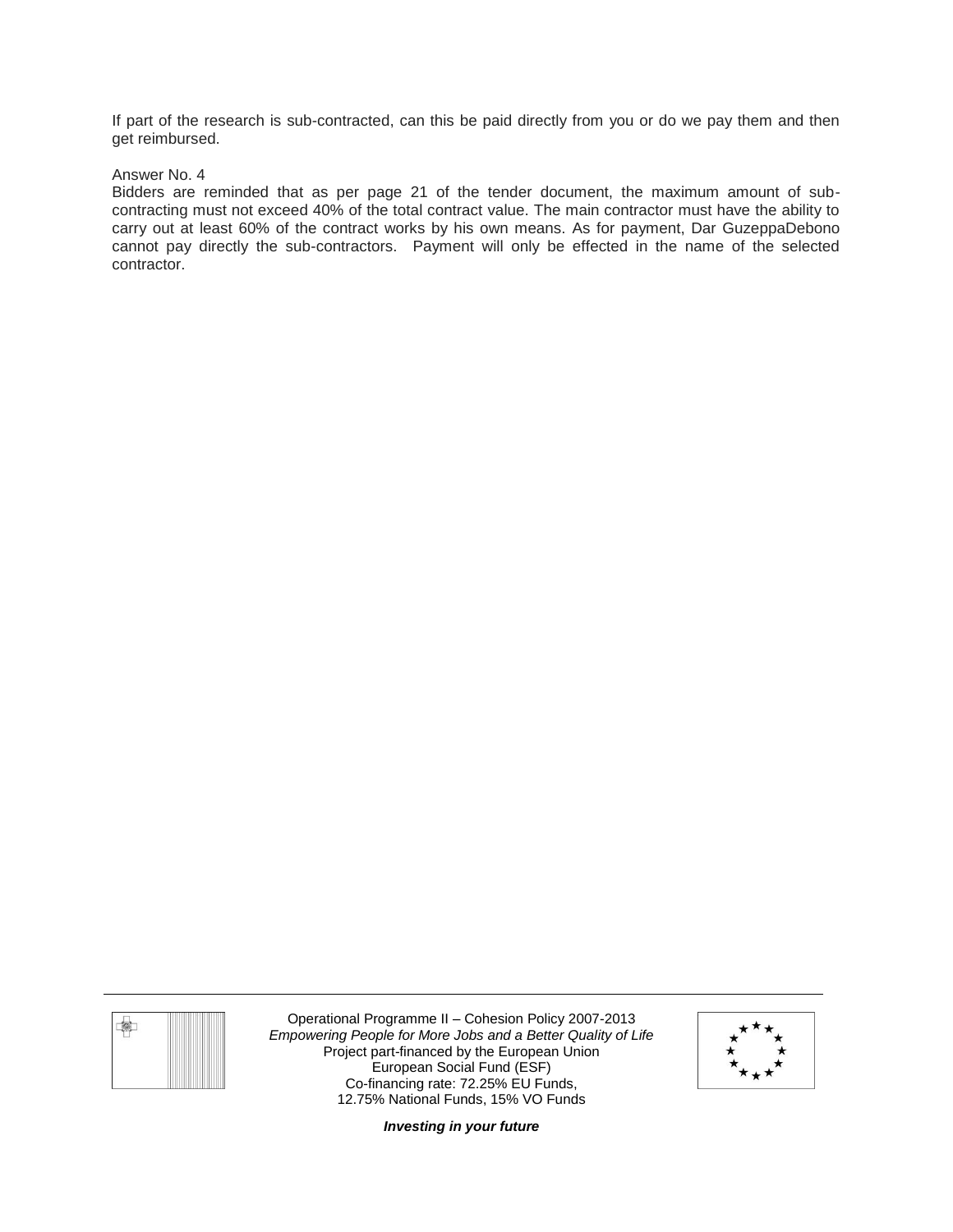If part of the research is sub-contracted, can this be paid directly from you or do we pay them and then get reimbursed.

Answer No. 4

Bidders are reminded that as per page 21 of the tender document, the maximum amount of sub-contracting must not exceed 40% of the total contract value. The main contractor must have the ability to carry out at least 60% of the contract works by his own means. As for payment, Dar GuzeppaDebono cannot pay directly the sub-contractors. Payment will only be effected in the name of the selected contractor.